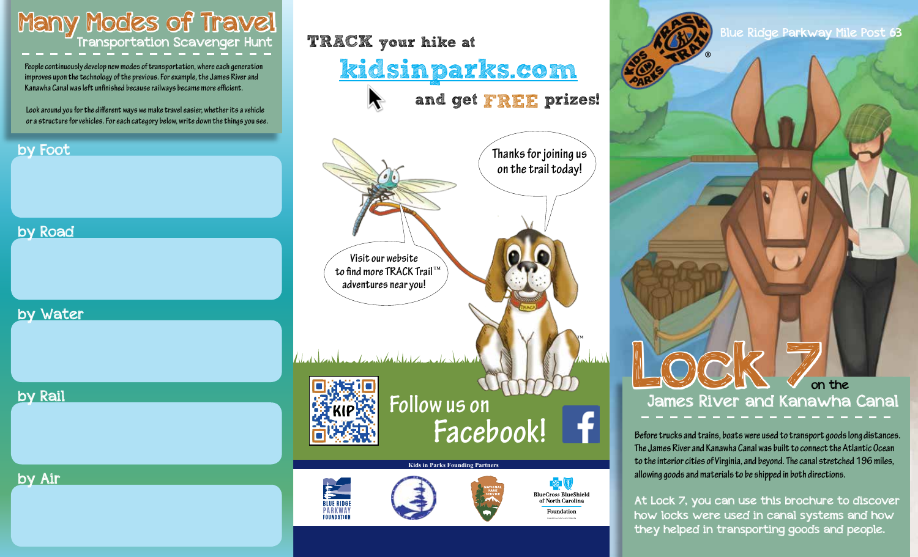# Many Modes of Travel

## Transportation Scavenger Hunt

People continuously develop new modes of transportation, where each generation improves upon the technology of the previous. For example, the James River and Kanawha Canal was left unfinished because railways became more efficient.

Look around you for the different ways we make travel easier, whether its a vehicle or a structure for vehicles. For each category below, write down the things you see.

### by Foot

### by Road

### by Water

### by Rail

### by Air

---

**TRACK your hike at kidsinparks.com and get FREE prizes!**

Thanks for joining us on the trail today!

Visit our website to find more TRACK Trail™ adventures near you!

Follow us on Facebook!

Kids in Parks Founding Partners

BLUE RIDGE PARKWAY FOUNDATION

NATIONAL PARK SERVICE

BlueCross BlueShield of North Carolina Foundation

---

KIDS IN PARKS TRACK TRAIL®

Blue Ridge Parkway Mile Post 63

# Lock 7 on the James River and Kanawha Canal

Before trucks and trains, boats were used to transport goods long distances. The James River and Kanawha Canal was built to connect the Atlantic Ocean to the interior cities of Virginia, and beyond. The canal stretched 196 miles, allowing goods and materials to be shipped in both directions.

At Lock 7, you can use this brochure to discover how locks were used in canal systems and how they helped in transporting goods and people.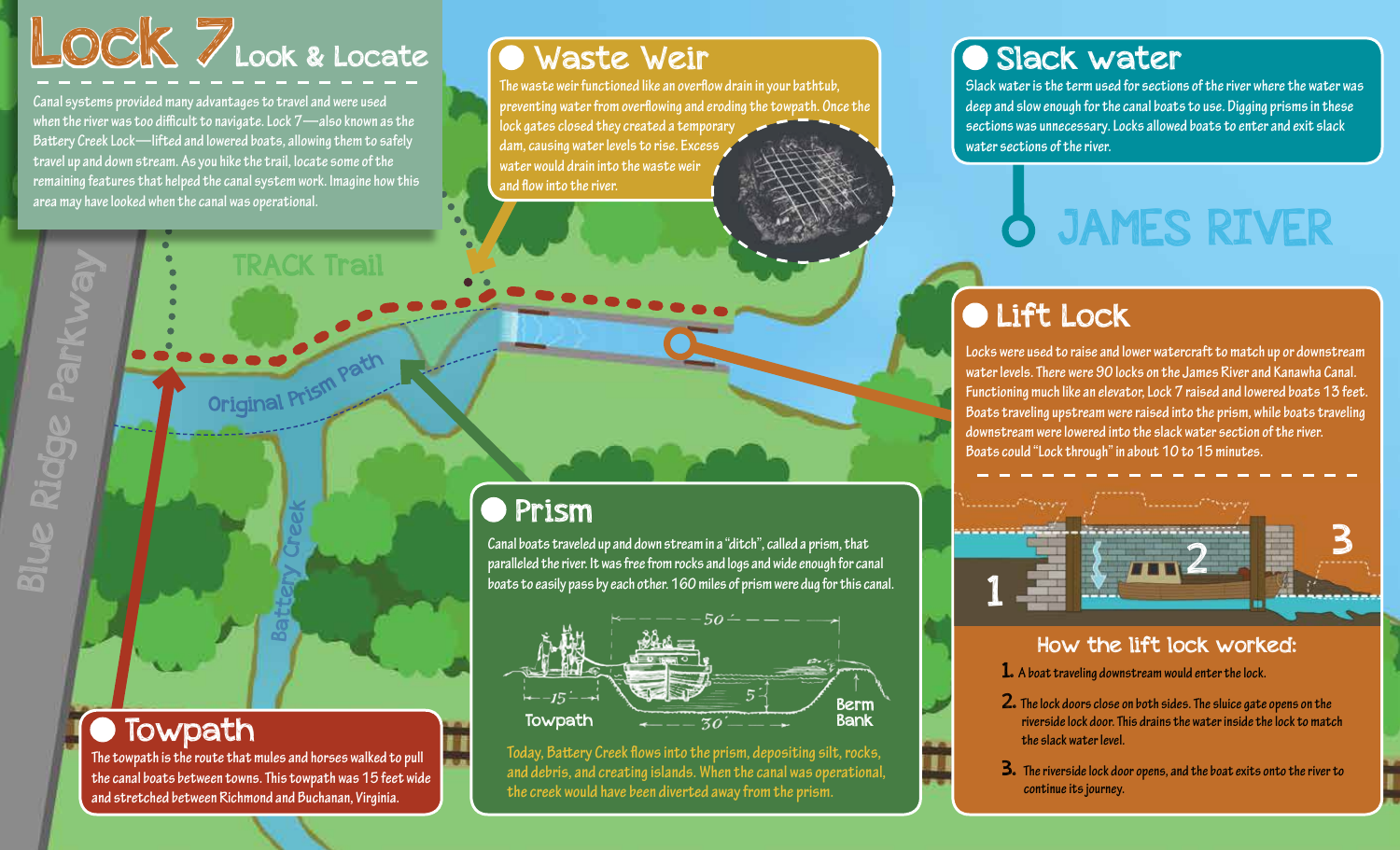# Lock 7 Look & Locate

Canal systems provided many advantages to travel and were used when the river was too difficult to navigate. Lock 7—also known as the Battery Creek Lock—lifted and lowered boats, allowing them to safely travel up and down stream. As you hike the trail, locate some of the remaining features that helped the canal system work. Imagine how this area may have looked when the canal was operational.

## Waste Weir

The waste weir functioned like an overflow drain in your bathtub, preventing water from overflowing and eroding the towpath. Once the lock gates closed they created a temporary dam, causing water levels to rise. Excess water would drain into the waste weir and flow into the river.

## Slack water

Slack water is the term used for sections of the river where the water was deep and slow enough for the canal boats to use. Digging prisms in these sections was unnecessary. Locks allowed boats to enter and exit slack water sections of the river.

JAMES RIVER

TRACK Trail

Blue Ridge Parkway

Original Prism Path

Battery Creek

## Lift Lock

Locks were used to raise and lower watercraft to match up or downstream water levels. There were 90 locks on the James River and Kanawha Canal. Functioning much like an elevator, Lock 7 raised and lowered boats 13 feet. Boats traveling upstream were raised into the prism, while boats traveling downstream were lowered into the slack water section of the river. Boats could "Lock through" in about 10 to 15 minutes.

1 2 3

### How the lift lock worked:

1. A boat traveling downstream would enter the lock.
2. The lock doors close on both sides. The sluice gate opens on the riverside lock door. This drains the water inside the lock to match the slack water level.
3. The riverside lock door opens, and the boat exits onto the river to continue its journey.

## Prism

Canal boats traveled up and down stream in a "ditch", called a prism, that paralleled the river. It was free from rocks and logs and wide enough for canal boats to easily pass by each other. 160 miles of prism were dug for this canal.

50´
15´
5´
30´
Towpath
Berm Bank

Today, Battery Creek flows into the prism, depositing silt, rocks, and debris, and creating islands. When the canal was operational, the creek would have been diverted away from the prism.

## Towpath

The towpath is the route that mules and horses walked to pull the canal boats between towns. This towpath was 15 feet wide and stretched between Richmond and Buchanan, Virginia.